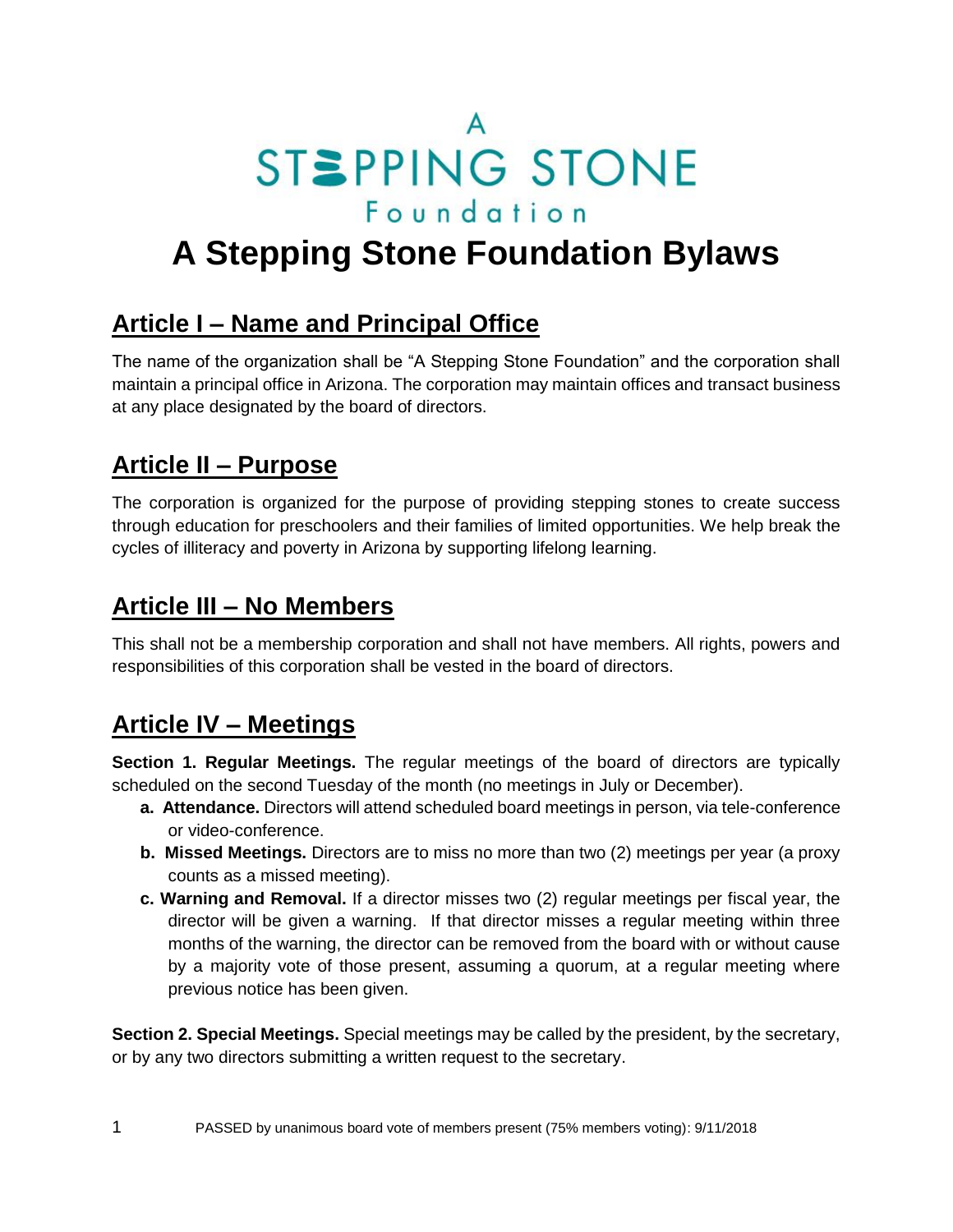# A Stepping Stone Foundation Bylaws

## Article I – Name and Principal Office

The name of the organization shall be "A Stepping Stone Foundation" and the corporation shall maintain a principal office in Arizona. The corporation may maintain offices and transact business at any place designated by the board of directors.

## Article II – Purpose

The corporation is organized for the purpose of providing stepping stones to create success through education for preschoolers and their families of limited opportunities. We help break the cycles of illiteracy and poverty in Arizona by supporting lifelong learning.

## Article III – No Members

This shall not be a membership corporation and shall not have members. All rights, powers and responsibilities of this corporation shall be vested in the board of directors.

## Article IV – Meetings

**Section 1. Regular Meetings.** The regular meetings of the board of directors are typically scheduled on the second Tuesday of the month (no meetings in July or December).

- **a. Attendance.** Directors will attend scheduled board meetings in person, via tele-conference or video-conference.
- **b. Missed Meetings.** Directors are to miss no more than two (2) meetings per year (a proxy counts as a missed meeting).
- **c. Warning and Removal.** If a director misses two (2) regular meetings per fiscal year, the director will be given a warning. If that director misses a regular meeting within three months of the warning, the director can be removed from the board with or without cause by a majority vote of those present, assuming a quorum, at a regular meeting where previous notice has been given.

**Section 2. Special Meetings.** Special meetings may be called by the president, by the secretary, or by any two directors submitting a written request to the secretary.

PASSED by unanimous board vote of members present (75% members voting): 9/11/2018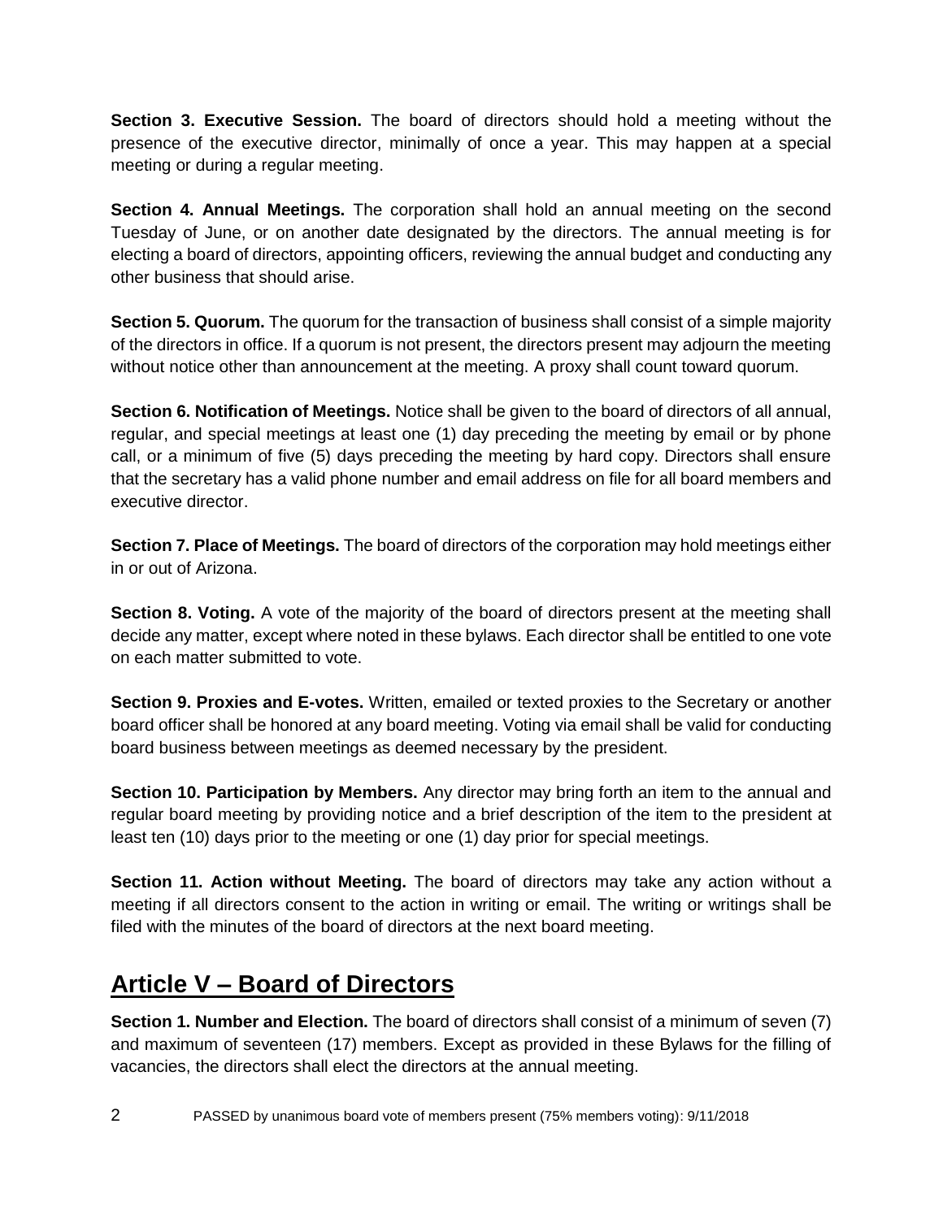**Section 3. Executive Session.** The board of directors should hold a meeting without the presence of the executive director, minimally of once a year. This may happen at a special meeting or during a regular meeting.

**Section 4. Annual Meetings.** The corporation shall hold an annual meeting on the second Tuesday of June, or on another date designated by the directors. The annual meeting is for electing a board of directors, appointing officers, reviewing the annual budget and conducting any other business that should arise.

**Section 5. Quorum.** The quorum for the transaction of business shall consist of a simple majority of the directors in office. If a quorum is not present, the directors present may adjourn the meeting without notice other than announcement at the meeting. A proxy shall count toward quorum.

**Section 6. Notification of Meetings.** Notice shall be given to the board of directors of all annual, regular, and special meetings at least one (1) day preceding the meeting by email or by phone call, or a minimum of five (5) days preceding the meeting by hard copy. Directors shall ensure that the secretary has a valid phone number and email address on file for all board members and executive director.

**Section 7. Place of Meetings.** The board of directors of the corporation may hold meetings either in or out of Arizona.

**Section 8. Voting.** A vote of the majority of the board of directors present at the meeting shall decide any matter, except where noted in these bylaws. Each director shall be entitled to one vote on each matter submitted to vote.

**Section 9. Proxies and E-votes.** Written, emailed or texted proxies to the Secretary or another board officer shall be honored at any board meeting. Voting via email shall be valid for conducting board business between meetings as deemed necessary by the president.

**Section 10. Participation by Members.** Any director may bring forth an item to the annual and regular board meeting by providing notice and a brief description of the item to the president at least ten (10) days prior to the meeting or one (1) day prior for special meetings.

**Section 11. Action without Meeting.** The board of directors may take any action without a meeting if all directors consent to the action in writing or email. The writing or writings shall be filed with the minutes of the board of directors at the next board meeting.

## Article V – Board of Directors

**Section 1. Number and Election.** The board of directors shall consist of a minimum of seven (7) and maximum of seventeen (17) members. Except as provided in these Bylaws for the filling of vacancies, the directors shall elect the directors at the annual meeting.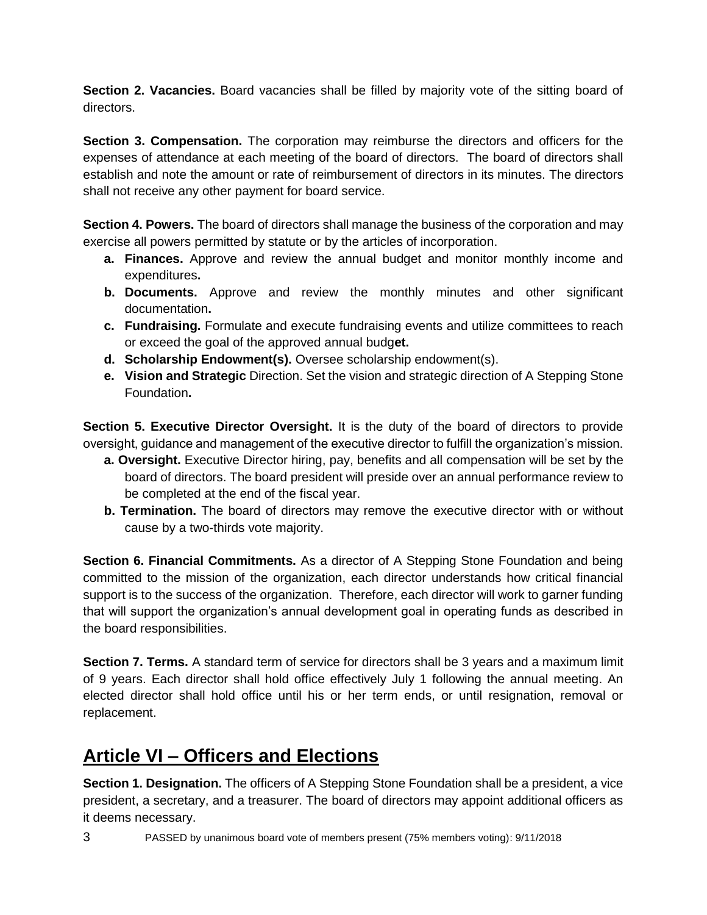**Section 2. Vacancies.** Board vacancies shall be filled by majority vote of the sitting board of directors.

**Section 3. Compensation.** The corporation may reimburse the directors and officers for the expenses of attendance at each meeting of the board of directors. The board of directors shall establish and note the amount or rate of reimbursement of directors in its minutes. The directors shall not receive any other payment for board service.

**Section 4. Powers.** The board of directors shall manage the business of the corporation and may exercise all powers permitted by statute or by the articles of incorporation.

- **a. Finances.** Approve and review the annual budget and monitor monthly income and expenditures**.**
- **b. Documents.** Approve and review the monthly minutes and other significant documentation**.**
- **c. Fundraising.** Formulate and execute fundraising events and utilize committees to reach or exceed the goal of the approved annual budg**et.**
- **d. Scholarship Endowment(s).** Oversee scholarship endowment(s).
- **e. Vision and Strategic** Direction. Set the vision and strategic direction of A Stepping Stone Foundation**.**

**Section 5. Executive Director Oversight.** It is the duty of the board of directors to provide oversight, guidance and management of the executive director to fulfill the organization's mission.

- **a. Oversight.** Executive Director hiring, pay, benefits and all compensation will be set by the board of directors. The board president will preside over an annual performance review to be completed at the end of the fiscal year.
- **b. Termination.** The board of directors may remove the executive director with or without cause by a two-thirds vote majority.

**Section 6. Financial Commitments.** As a director of A Stepping Stone Foundation and being committed to the mission of the organization, each director understands how critical financial support is to the success of the organization. Therefore, each director will work to garner funding that will support the organization's annual development goal in operating funds as described in the board responsibilities.

**Section 7. Terms.** A standard term of service for directors shall be 3 years and a maximum limit of 9 years. Each director shall hold office effectively July 1 following the annual meeting. An elected director shall hold office until his or her term ends, or until resignation, removal or replacement.

## Article VI – Officers and Elections

**Section 1. Designation.** The officers of A Stepping Stone Foundation shall be a president, a vice president, a secretary, and a treasurer. The board of directors may appoint additional officers as it deems necessary.

PASSED by unanimous board vote of members present (75% members voting): 9/11/2018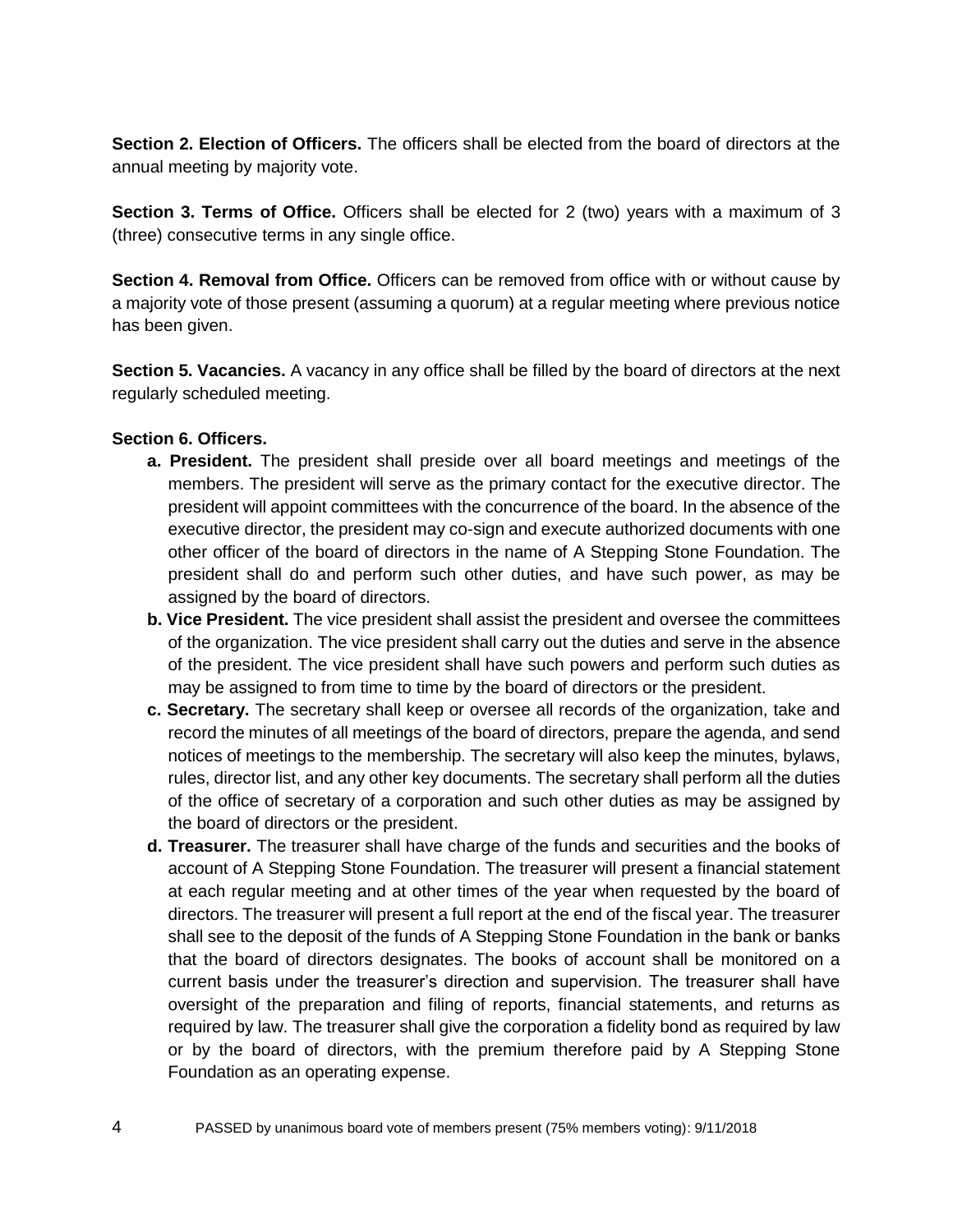**Section 2. Election of Officers.** The officers shall be elected from the board of directors at the annual meeting by majority vote.

**Section 3. Terms of Office.** Officers shall be elected for 2 (two) years with a maximum of 3 (three) consecutive terms in any single office.

**Section 4. Removal from Office.** Officers can be removed from office with or without cause by a majority vote of those present (assuming a quorum) at a regular meeting where previous notice has been given.

**Section 5. Vacancies.** A vacancy in any office shall be filled by the board of directors at the next regularly scheduled meeting.

**Section 6. Officers.**

- **a. President.** The president shall preside over all board meetings and meetings of the members. The president will serve as the primary contact for the executive director. The president will appoint committees with the concurrence of the board. In the absence of the executive director, the president may co-sign and execute authorized documents with one other officer of the board of directors in the name of A Stepping Stone Foundation. The president shall do and perform such other duties, and have such power, as may be assigned by the board of directors.
- **b. Vice President.** The vice president shall assist the president and oversee the committees of the organization. The vice president shall carry out the duties and serve in the absence of the president. The vice president shall have such powers and perform such duties as may be assigned to from time to time by the board of directors or the president.
- **c. Secretary.** The secretary shall keep or oversee all records of the organization, take and record the minutes of all meetings of the board of directors, prepare the agenda, and send notices of meetings to the membership. The secretary will also keep the minutes, bylaws, rules, director list, and any other key documents. The secretary shall perform all the duties of the office of secretary of a corporation and such other duties as may be assigned by the board of directors or the president.
- **d. Treasurer.** The treasurer shall have charge of the funds and securities and the books of account of A Stepping Stone Foundation. The treasurer will present a financial statement at each regular meeting and at other times of the year when requested by the board of directors. The treasurer will present a full report at the end of the fiscal year. The treasurer shall see to the deposit of the funds of A Stepping Stone Foundation in the bank or banks that the board of directors designates. The books of account shall be monitored on a current basis under the treasurer's direction and supervision. The treasurer shall have oversight of the preparation and filing of reports, financial statements, and returns as required by law. The treasurer shall give the corporation a fidelity bond as required by law or by the board of directors, with the premium therefore paid by A Stepping Stone Foundation as an operating expense.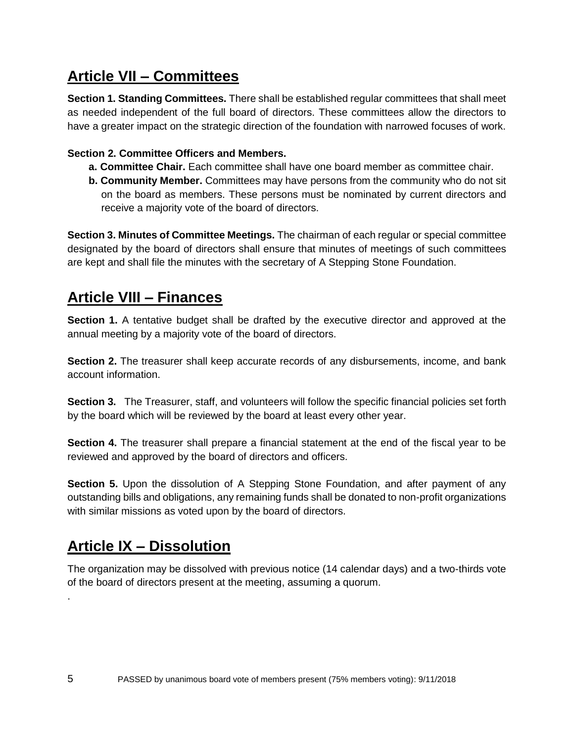## Article VII – Committees

**Section 1. Standing Committees.** There shall be established regular committees that shall meet as needed independent of the full board of directors. These committees allow the directors to have a greater impact on the strategic direction of the foundation with narrowed focuses of work.

**Section 2. Committee Officers and Members.**

- **a. Committee Chair.** Each committee shall have one board member as committee chair.
- **b. Community Member.** Committees may have persons from the community who do not sit on the board as members. These persons must be nominated by current directors and receive a majority vote of the board of directors.

**Section 3. Minutes of Committee Meetings.** The chairman of each regular or special committee designated by the board of directors shall ensure that minutes of meetings of such committees are kept and shall file the minutes with the secretary of A Stepping Stone Foundation.

## Article VIII – Finances

**Section 1.** A tentative budget shall be drafted by the executive director and approved at the annual meeting by a majority vote of the board of directors.

**Section 2.** The treasurer shall keep accurate records of any disbursements, income, and bank account information.

**Section 3.** The Treasurer, staff, and volunteers will follow the specific financial policies set forth by the board which will be reviewed by the board at least every other year.

**Section 4.** The treasurer shall prepare a financial statement at the end of the fiscal year to be reviewed and approved by the board of directors and officers.

**Section 5.** Upon the dissolution of A Stepping Stone Foundation, and after payment of any outstanding bills and obligations, any remaining funds shall be donated to non-profit organizations with similar missions as voted upon by the board of directors.

## Article IX – Dissolution

The organization may be dissolved with previous notice (14 calendar days) and a two-thirds vote of the board of directors present at the meeting, assuming a quorum.

.

PASSED by unanimous board vote of members present (75% members voting): 9/11/2018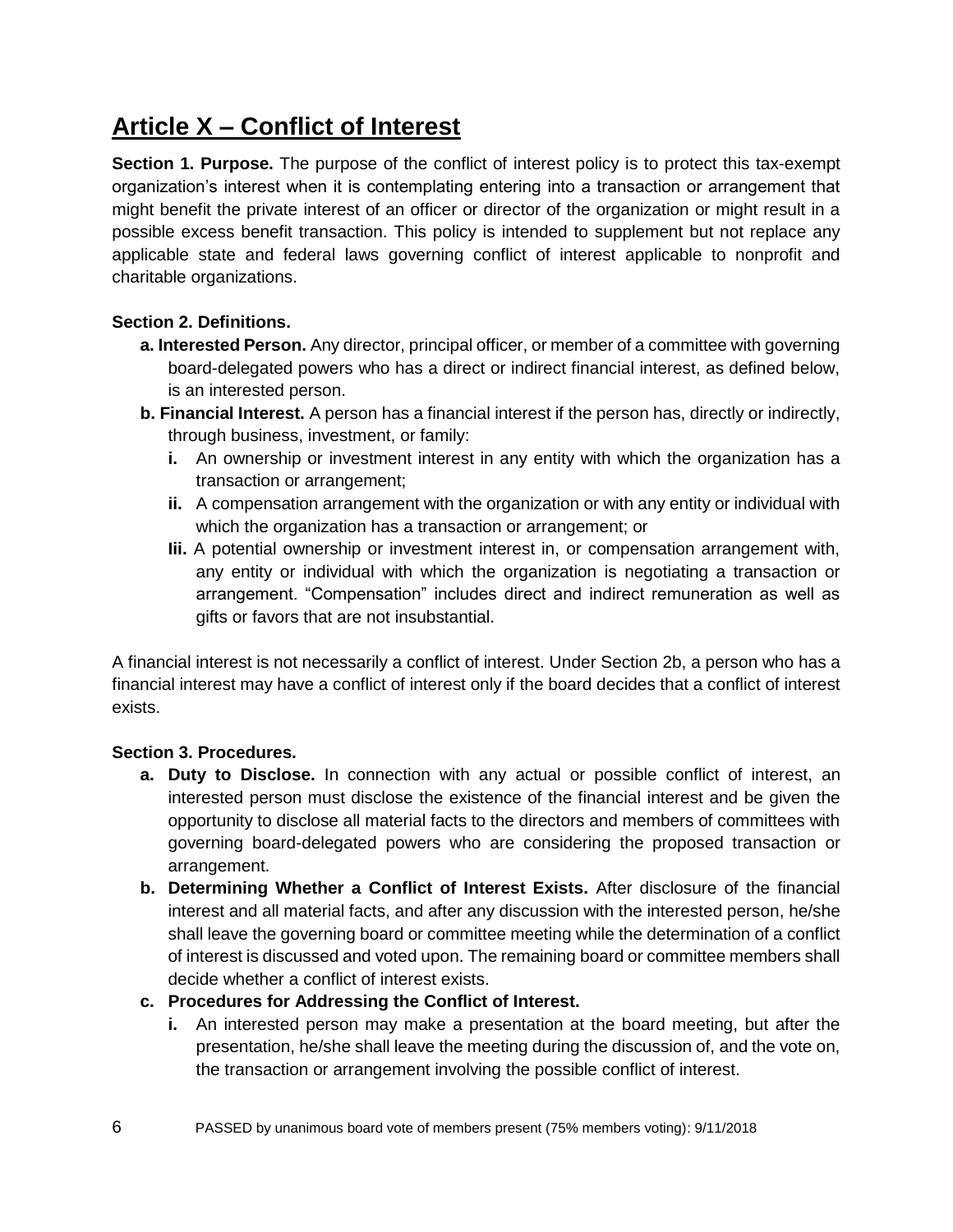## Article X – Conflict of Interest

**Section 1. Purpose.** The purpose of the conflict of interest policy is to protect this tax-exempt organization's interest when it is contemplating entering into a transaction or arrangement that might benefit the private interest of an officer or director of the organization or might result in a possible excess benefit transaction. This policy is intended to supplement but not replace any applicable state and federal laws governing conflict of interest applicable to nonprofit and charitable organizations.

**Section 2. Definitions.**

- **a. Interested Person.** Any director, principal officer, or member of a committee with governing board-delegated powers who has a direct or indirect financial interest, as defined below, is an interested person.
- **b. Financial Interest.** A person has a financial interest if the person has, directly or indirectly, through business, investment, or family:
  - **i.** An ownership or investment interest in any entity with which the organization has a transaction or arrangement;
  - **ii.** A compensation arrangement with the organization or with any entity or individual with which the organization has a transaction or arrangement; or
  - **Iii.** A potential ownership or investment interest in, or compensation arrangement with, any entity or individual with which the organization is negotiating a transaction or arrangement. "Compensation" includes direct and indirect remuneration as well as gifts or favors that are not insubstantial.

A financial interest is not necessarily a conflict of interest. Under Section 2b, a person who has a financial interest may have a conflict of interest only if the board decides that a conflict of interest exists.

**Section 3. Procedures.**

- **a. Duty to Disclose.** In connection with any actual or possible conflict of interest, an interested person must disclose the existence of the financial interest and be given the opportunity to disclose all material facts to the directors and members of committees with governing board-delegated powers who are considering the proposed transaction or arrangement.
- **b. Determining Whether a Conflict of Interest Exists.** After disclosure of the financial interest and all material facts, and after any discussion with the interested person, he/she shall leave the governing board or committee meeting while the determination of a conflict of interest is discussed and voted upon. The remaining board or committee members shall decide whether a conflict of interest exists.
- **c. Procedures for Addressing the Conflict of Interest.**
  - **i.** An interested person may make a presentation at the board meeting, but after the presentation, he/she shall leave the meeting during the discussion of, and the vote on, the transaction or arrangement involving the possible conflict of interest.

PASSED by unanimous board vote of members present (75% members voting): 9/11/2018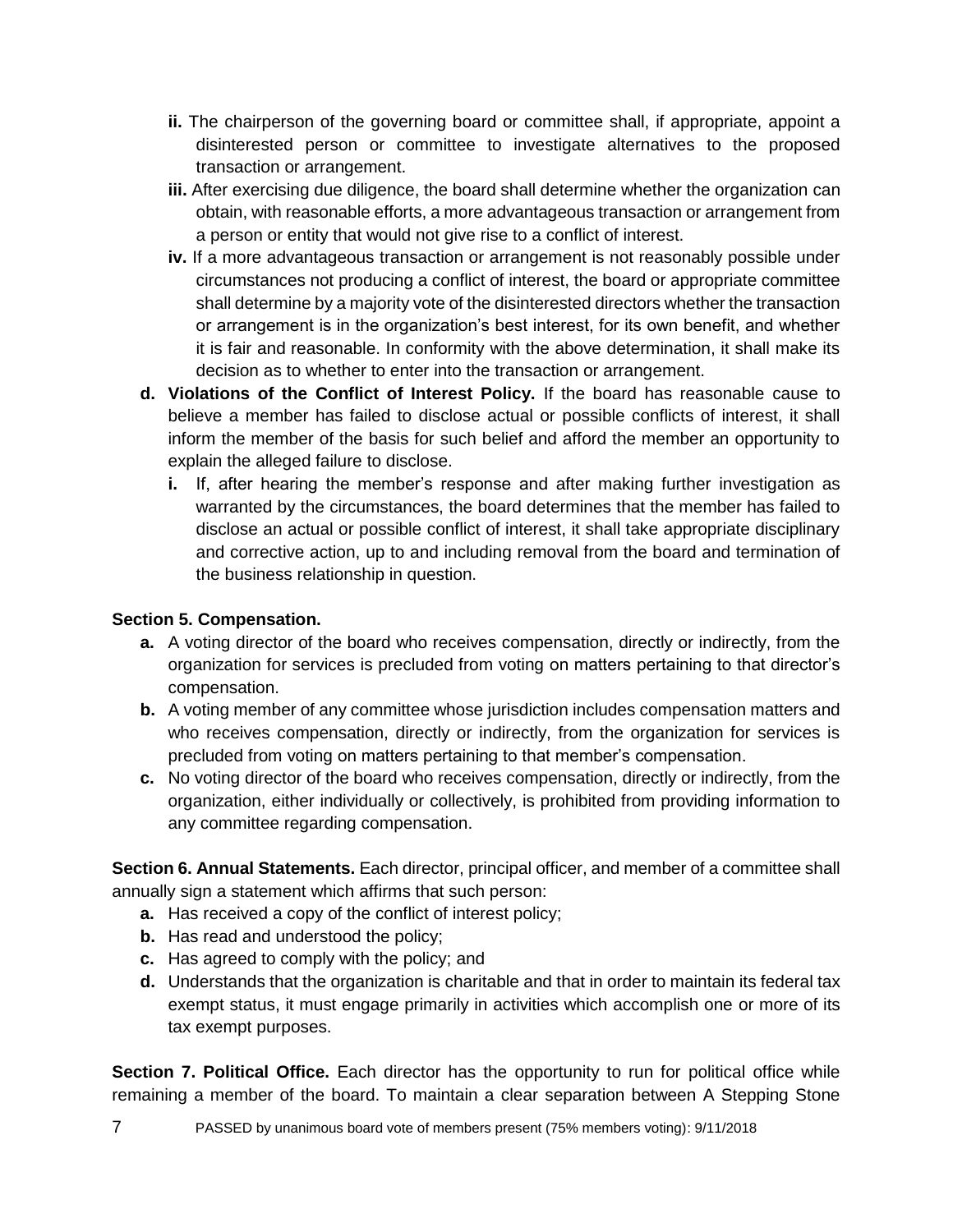- **ii.** The chairperson of the governing board or committee shall, if appropriate, appoint a disinterested person or committee to investigate alternatives to the proposed transaction or arrangement.
   - **iii.** After exercising due diligence, the board shall determine whether the organization can obtain, with reasonable efforts, a more advantageous transaction or arrangement from a person or entity that would not give rise to a conflict of interest.
   - **iv.** If a more advantageous transaction or arrangement is not reasonably possible under circumstances not producing a conflict of interest, the board or appropriate committee shall determine by a majority vote of the disinterested directors whether the transaction or arrangement is in the organization's best interest, for its own benefit, and whether it is fair and reasonable. In conformity with the above determination, it shall make its decision as to whether to enter into the transaction or arrangement.

- **d. Violations of the Conflict of Interest Policy.** If the board has reasonable cause to believe a member has failed to disclose actual or possible conflicts of interest, it shall inform the member of the basis for such belief and afford the member an opportunity to explain the alleged failure to disclose.
   - **i.** If, after hearing the member's response and after making further investigation as warranted by the circumstances, the board determines that the member has failed to disclose an actual or possible conflict of interest, it shall take appropriate disciplinary and corrective action, up to and including removal from the board and termination of the business relationship in question.

**Section 5. Compensation.**

- **a.** A voting director of the board who receives compensation, directly or indirectly, from the organization for services is precluded from voting on matters pertaining to that director's compensation.
- **b.** A voting member of any committee whose jurisdiction includes compensation matters and who receives compensation, directly or indirectly, from the organization for services is precluded from voting on matters pertaining to that member's compensation.
- **c.** No voting director of the board who receives compensation, directly or indirectly, from the organization, either individually or collectively, is prohibited from providing information to any committee regarding compensation.

**Section 6. Annual Statements.** Each director, principal officer, and member of a committee shall annually sign a statement which affirms that such person:

- **a.** Has received a copy of the conflict of interest policy;
- **b.** Has read and understood the policy;
- **c.** Has agreed to comply with the policy; and
- **d.** Understands that the organization is charitable and that in order to maintain its federal tax exempt status, it must engage primarily in activities which accomplish one or more of its tax exempt purposes.

**Section 7. Political Office.** Each director has the opportunity to run for political office while remaining a member of the board. To maintain a clear separation between A Stepping Stone

PASSED by unanimous board vote of members present (75% members voting): 9/11/2018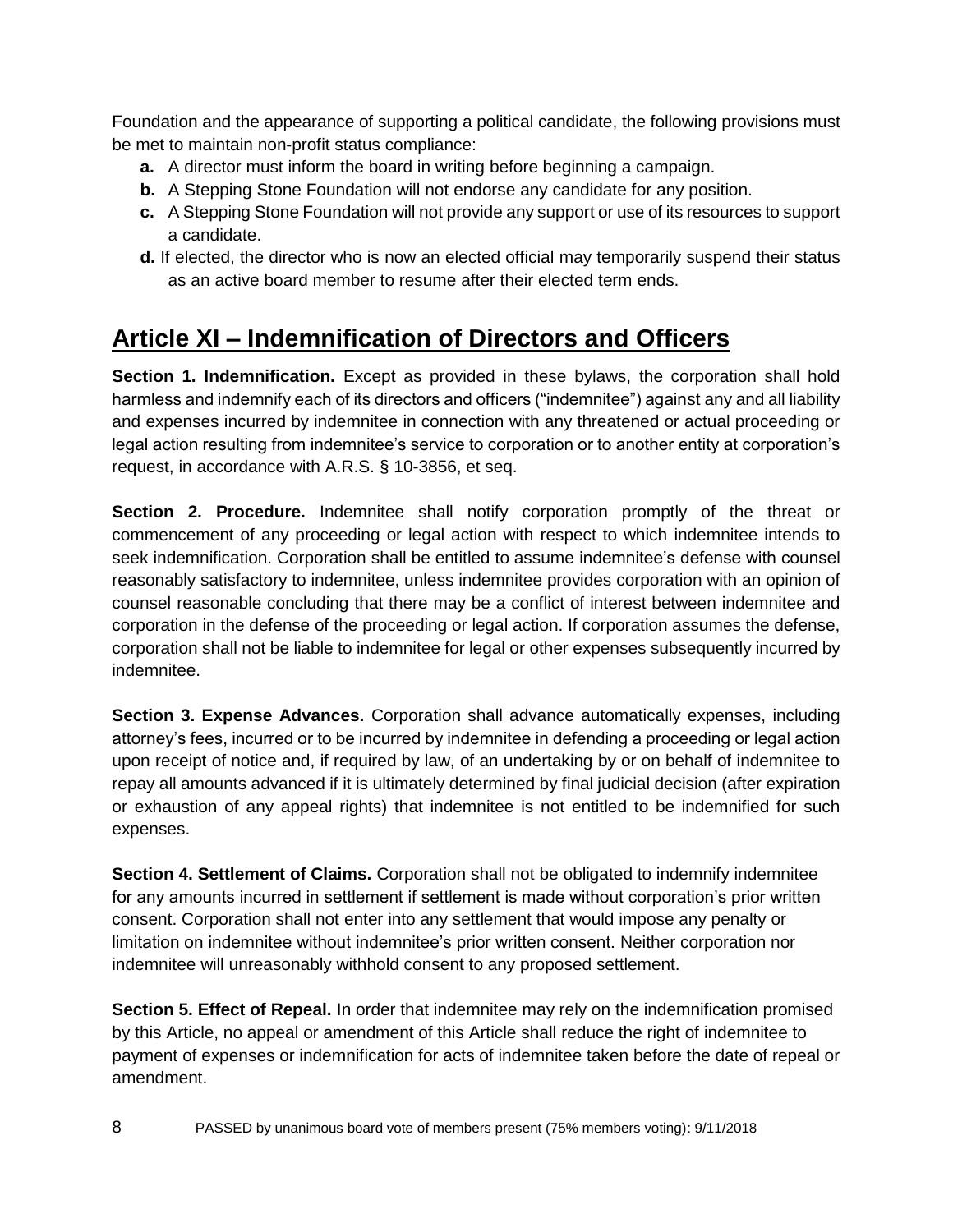Foundation and the appearance of supporting a political candidate, the following provisions must be met to maintain non-profit status compliance:

- **a.** A director must inform the board in writing before beginning a campaign.
- **b.** A Stepping Stone Foundation will not endorse any candidate for any position.
- **c.** A Stepping Stone Foundation will not provide any support or use of its resources to support a candidate.
- **d.** If elected, the director who is now an elected official may temporarily suspend their status as an active board member to resume after their elected term ends.

## Article XI – Indemnification of Directors and Officers

**Section 1. Indemnification.** Except as provided in these bylaws, the corporation shall hold harmless and indemnify each of its directors and officers ("indemnitee") against any and all liability and expenses incurred by indemnitee in connection with any threatened or actual proceeding or legal action resulting from indemnitee's service to corporation or to another entity at corporation's request, in accordance with A.R.S. § 10-3856, et seq.

**Section 2. Procedure.** Indemnitee shall notify corporation promptly of the threat or commencement of any proceeding or legal action with respect to which indemnitee intends to seek indemnification. Corporation shall be entitled to assume indemnitee's defense with counsel reasonably satisfactory to indemnitee, unless indemnitee provides corporation with an opinion of counsel reasonable concluding that there may be a conflict of interest between indemnitee and corporation in the defense of the proceeding or legal action. If corporation assumes the defense, corporation shall not be liable to indemnitee for legal or other expenses subsequently incurred by indemnitee.

**Section 3. Expense Advances.** Corporation shall advance automatically expenses, including attorney's fees, incurred or to be incurred by indemnitee in defending a proceeding or legal action upon receipt of notice and, if required by law, of an undertaking by or on behalf of indemnitee to repay all amounts advanced if it is ultimately determined by final judicial decision (after expiration or exhaustion of any appeal rights) that indemnitee is not entitled to be indemnified for such expenses.

**Section 4. Settlement of Claims.** Corporation shall not be obligated to indemnify indemnitee for any amounts incurred in settlement if settlement is made without corporation's prior written consent. Corporation shall not enter into any settlement that would impose any penalty or limitation on indemnitee without indemnitee's prior written consent. Neither corporation nor indemnitee will unreasonably withhold consent to any proposed settlement.

**Section 5. Effect of Repeal.** In order that indemnitee may rely on the indemnification promised by this Article, no appeal or amendment of this Article shall reduce the right of indemnitee to payment of expenses or indemnification for acts of indemnitee taken before the date of repeal or amendment.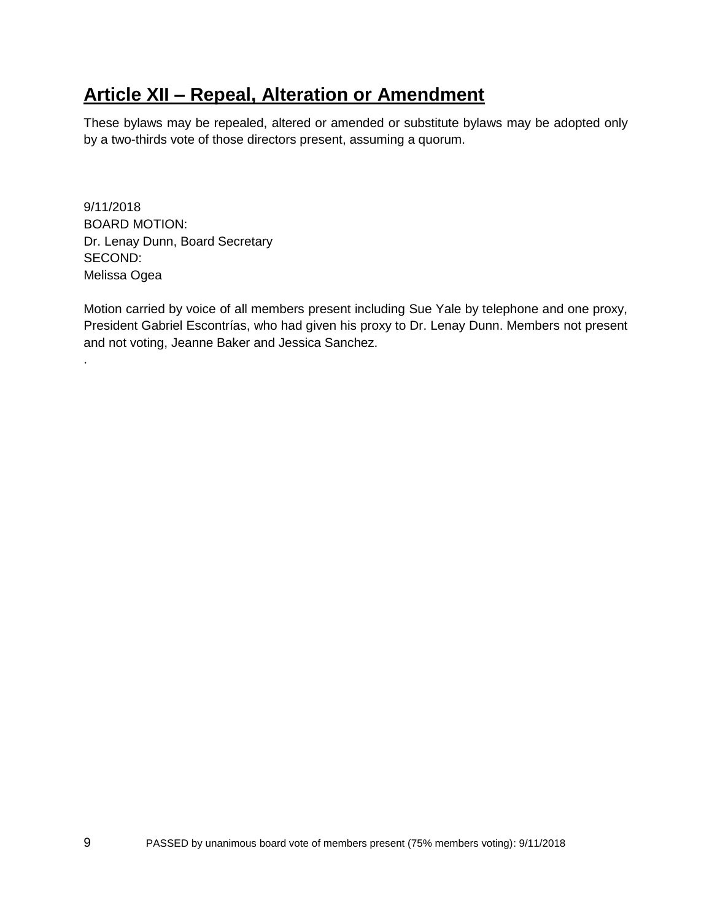## Article XII – Repeal, Alteration or Amendment

These bylaws may be repealed, altered or amended or substitute bylaws may be adopted only by a two-thirds vote of those directors present, assuming a quorum.

9/11/2018
BOARD MOTION:
Dr. Lenay Dunn, Board Secretary
SECOND:
Melissa Ogea

Motion carried by voice of all members present including Sue Yale by telephone and one proxy, President Gabriel Escontrías, who had given his proxy to Dr. Lenay Dunn. Members not present and not voting, Jeanne Baker and Jessica Sanchez.

.